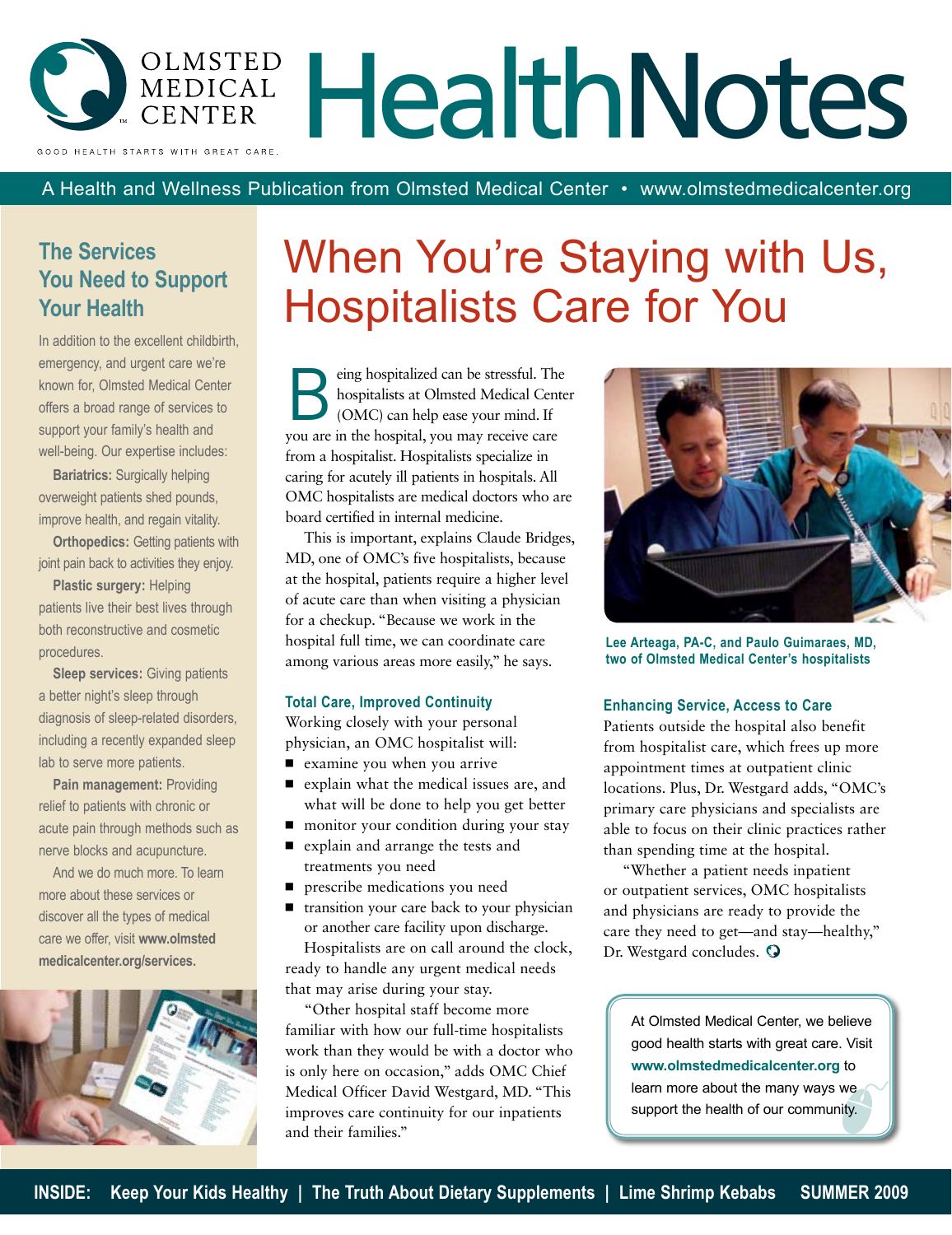# Olmsted Medical Center HealthNotes

GOOD HEALTH STARTS WITH GREAT CARE.

A Health and Wellness Publication from Olmsted Medical Center • www.olmstedmedicalcenter.org

## The Services You Need to Support Your Health

In addition to the excellent childbirth, emergency, and urgent care we're known for, Olmsted Medical Center offers a broad range of services to support your family's health and well-being. Our expertise includes:

**Bariatrics:** Surgically helping overweight patients shed pounds, improve health, and regain vitality.

**Orthopedics:** Getting patients with joint pain back to activities they enjoy.

**Plastic surgery:** Helping patients live their best lives through both reconstructive and cosmetic procedures.

**Sleep services:** Giving patients a better night's sleep through diagnosis of sleep-related disorders, including a recently expanded sleep lab to serve more patients.

**Pain management:** Providing relief to patients with chronic or acute pain through methods such as nerve blocks and acupuncture.

And we do much more. To learn more about these services or discover all the types of medical care we offer, visit **www.olmstedmedicalcenter.org/services.**

# When You're Staying with Us, Hospitalists Care for You

Being hospitalized can be stressful. The hospitalists at Olmsted Medical Center (OMC) can help ease your mind. If you are in the hospital, you may receive care from a hospitalist. Hospitalists specialize in caring for acutely ill patients in hospitals. All OMC hospitalists are medical doctors who are board certified in internal medicine.

This is important, explains Claude Bridges, MD, one of OMC's five hospitalists, because at the hospital, patients require a higher level of acute care than when visiting a physician for a checkup. "Because we work in the hospital full time, we can coordinate care among various areas more easily," he says.

### Total Care, Improved Continuity

Working closely with your personal physician, an OMC hospitalist will:

- examine you when you arrive
- explain what the medical issues are, and what will be done to help you get better
- monitor your condition during your stay
- explain and arrange the tests and treatments you need
- prescribe medications you need
- transition your care back to your physician or another care facility upon discharge.

Hospitalists are on call around the clock, ready to handle any urgent medical needs that may arise during your stay.

"Other hospital staff become more familiar with how our full-time hospitalists work than they would be with a doctor who is only here on occasion," adds OMC Chief Medical Officer David Westgard, MD. "This improves care continuity for our inpatients and their families."

**Lee Arteaga, PA-C, and Paulo Guimaraes, MD, two of Olmsted Medical Center's hospitalists**

### Enhancing Service, Access to Care

Patients outside the hospital also benefit from hospitalist care, which frees up more appointment times at outpatient clinic locations. Plus, Dr. Westgard adds, "OMC's primary care physicians and specialists are able to focus on their clinic practices rather than spending time at the hospital.

"Whether a patient needs inpatient or outpatient services, OMC hospitalists and physicians are ready to provide the care they need to get—and stay—healthy," Dr. Westgard concludes.

At Olmsted Medical Center, we believe good health starts with great care. Visit **www.olmstedmedicalcenter.org** to learn more about the many ways we support the health of our community.

**INSIDE: Keep Your Kids Healthy | The Truth About Dietary Supplements | Lime Shrimp Kebabs SUMMER 2009**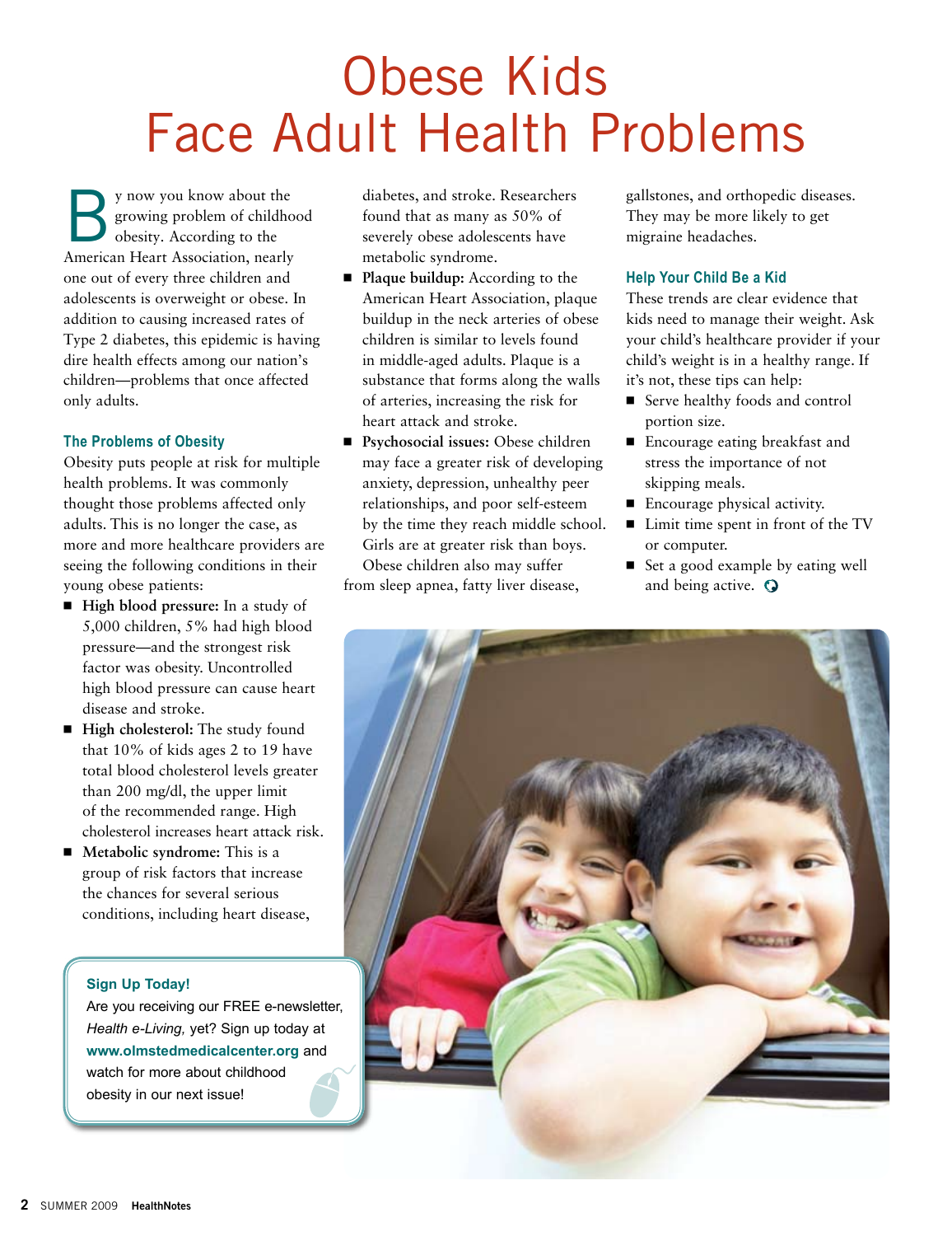# Obese Kids Face Adult Health Problems

By now you know about the growing problem of childhood obesity. According to the American Heart Association, nearly one out of every three children and adolescents is overweight or obese. In addition to causing increased rates of Type 2 diabetes, this epidemic is having dire health effects among our nation's children—problems that once affected only adults.

## The Problems of Obesity

Obesity puts people at risk for multiple health problems. It was commonly thought those problems affected only adults. This is no longer the case, as more and more healthcare providers are seeing the following conditions in their young obese patients:

- **High blood pressure:** In a study of 5,000 children, 5% had high blood pressure—and the strongest risk factor was obesity. Uncontrolled high blood pressure can cause heart disease and stroke.
- **High cholesterol:** The study found that 10% of kids ages 2 to 19 have total blood cholesterol levels greater than 200 mg/dl, the upper limit of the recommended range. High cholesterol increases heart attack risk.
- **Metabolic syndrome:** This is a group of risk factors that increase the chances for several serious conditions, including heart disease, diabetes, and stroke. Researchers found that as many as 50% of severely obese adolescents have metabolic syndrome.
- **Plaque buildup:** According to the American Heart Association, plaque buildup in the neck arteries of obese children is similar to levels found in middle-aged adults. Plaque is a substance that forms along the walls of arteries, increasing the risk for heart attack and stroke.
- **Psychosocial issues:** Obese children may face a greater risk of developing anxiety, depression, unhealthy peer relationships, and poor self-esteem by the time they reach middle school. Girls are at greater risk than boys.

Obese children also may suffer from sleep apnea, fatty liver disease, gallstones, and orthopedic diseases. They may be more likely to get migraine headaches.

## Help Your Child Be a Kid

These trends are clear evidence that kids need to manage their weight. Ask your child's healthcare provider if your child's weight is in a healthy range. If it's not, these tips can help:

- Serve healthy foods and control portion size.
- Encourage eating breakfast and stress the importance of not skipping meals.
- Encourage physical activity.
- Limit time spent in front of the TV or computer.
- Set a good example by eating well and being active.

**Sign Up Today!**

Are you receiving our FREE e-newsletter, *Health e-Living,* yet? Sign up today at **www.olmstedmedicalcenter.org** and watch for more about childhood obesity in our next issue!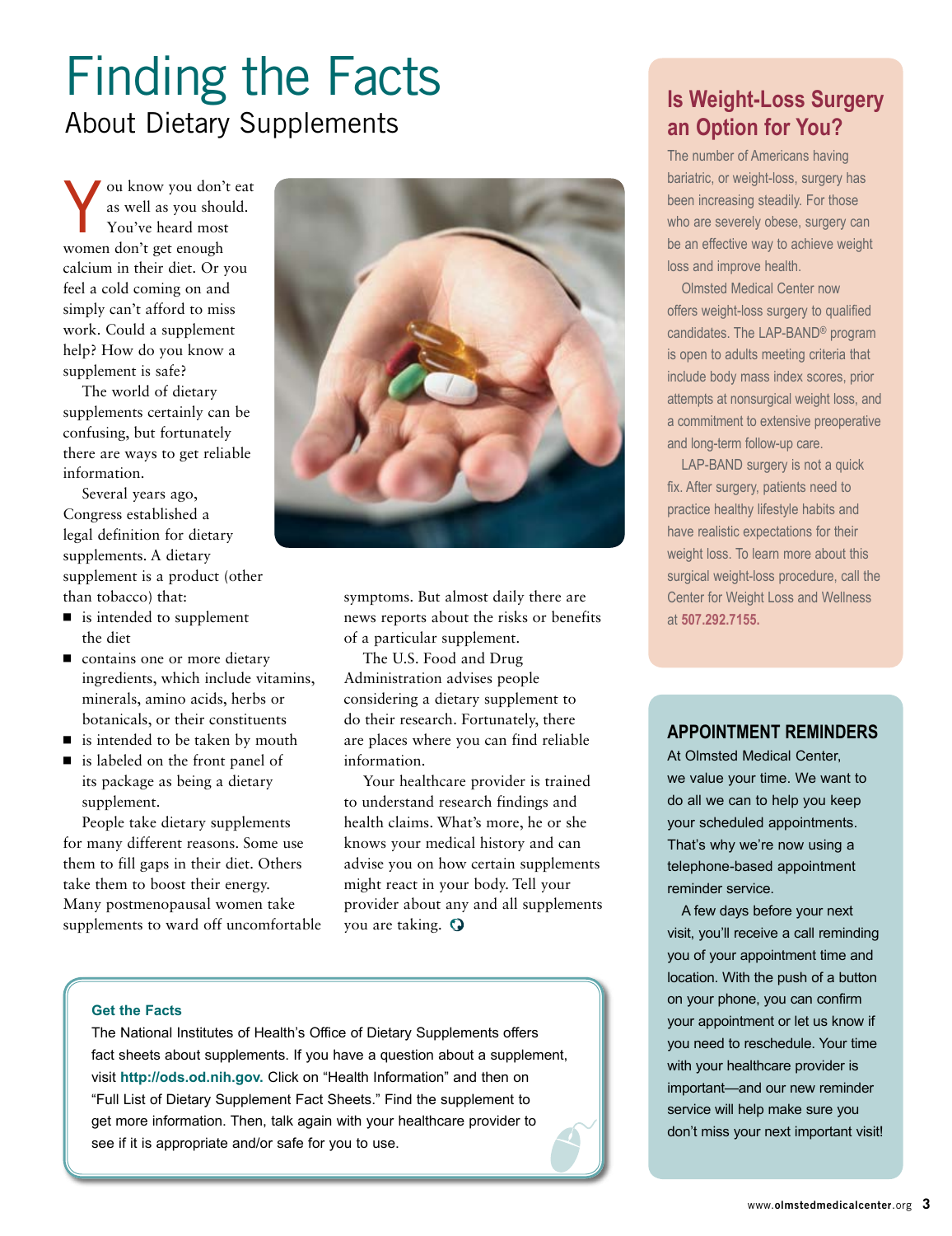# Finding the Facts

## About Dietary Supplements

You know you don't eat as well as you should. You've heard most women don't get enough calcium in their diet. Or you feel a cold coming on and simply can't afford to miss work. Could a supplement help? How do you know a supplement is safe?

The world of dietary supplements certainly can be confusing, but fortunately there are ways to get reliable information.

Several years ago, Congress established a legal definition for dietary supplements. A dietary supplement is a product (other than tobacco) that:

- is intended to supplement the diet
- contains one or more dietary ingredients, which include vitamins, minerals, amino acids, herbs or botanicals, or their constituents
- is intended to be taken by mouth
- is labeled on the front panel of its package as being a dietary supplement.

People take dietary supplements for many different reasons. Some use them to fill gaps in their diet. Others take them to boost their energy. Many postmenopausal women take supplements to ward off uncomfortable symptoms. But almost daily there are news reports about the risks or benefits of a particular supplement.

The U.S. Food and Drug Administration advises people considering a dietary supplement to do their research. Fortunately, there are places where you can find reliable information.

Your healthcare provider is trained to understand research findings and health claims. What's more, he or she knows your medical history and can advise you on how certain supplements might react in your body. Tell your provider about any and all supplements you are taking.

**Get the Facts**

The National Institutes of Health's Office of Dietary Supplements offers fact sheets about supplements. If you have a question about a supplement, visit **http://ods.od.nih.gov.** Click on "Health Information" and then on "Full List of Dietary Supplement Fact Sheets." Find the supplement to get more information. Then, talk again with your healthcare provider to see if it is appropriate and/or safe for you to use.

## Is Weight-Loss Surgery an Option for You?

The number of Americans having bariatric, or weight-loss, surgery has been increasing steadily. For those who are severely obese, surgery can be an effective way to achieve weight loss and improve health.

Olmsted Medical Center now offers weight-loss surgery to qualified candidates. The LAP-BAND® program is open to adults meeting criteria that include body mass index scores, prior attempts at nonsurgical weight loss, and a commitment to extensive preoperative and long-term follow-up care.

LAP-BAND surgery is not a quick fix. After surgery, patients need to practice healthy lifestyle habits and have realistic expectations for their weight loss. To learn more about this surgical weight-loss procedure, call the Center for Weight Loss and Wellness at **507.292.7155.**

## APPOINTMENT REMINDERS

At Olmsted Medical Center, we value your time. We want to do all we can to help you keep your scheduled appointments. That's why we're now using a telephone-based appointment reminder service.

A few days before your next visit, you'll receive a call reminding you of your appointment time and location. With the push of a button on your phone, you can confirm your appointment or let us know if you need to reschedule. Your time with your healthcare provider is important—and our new reminder service will help make sure you don't miss your next important visit!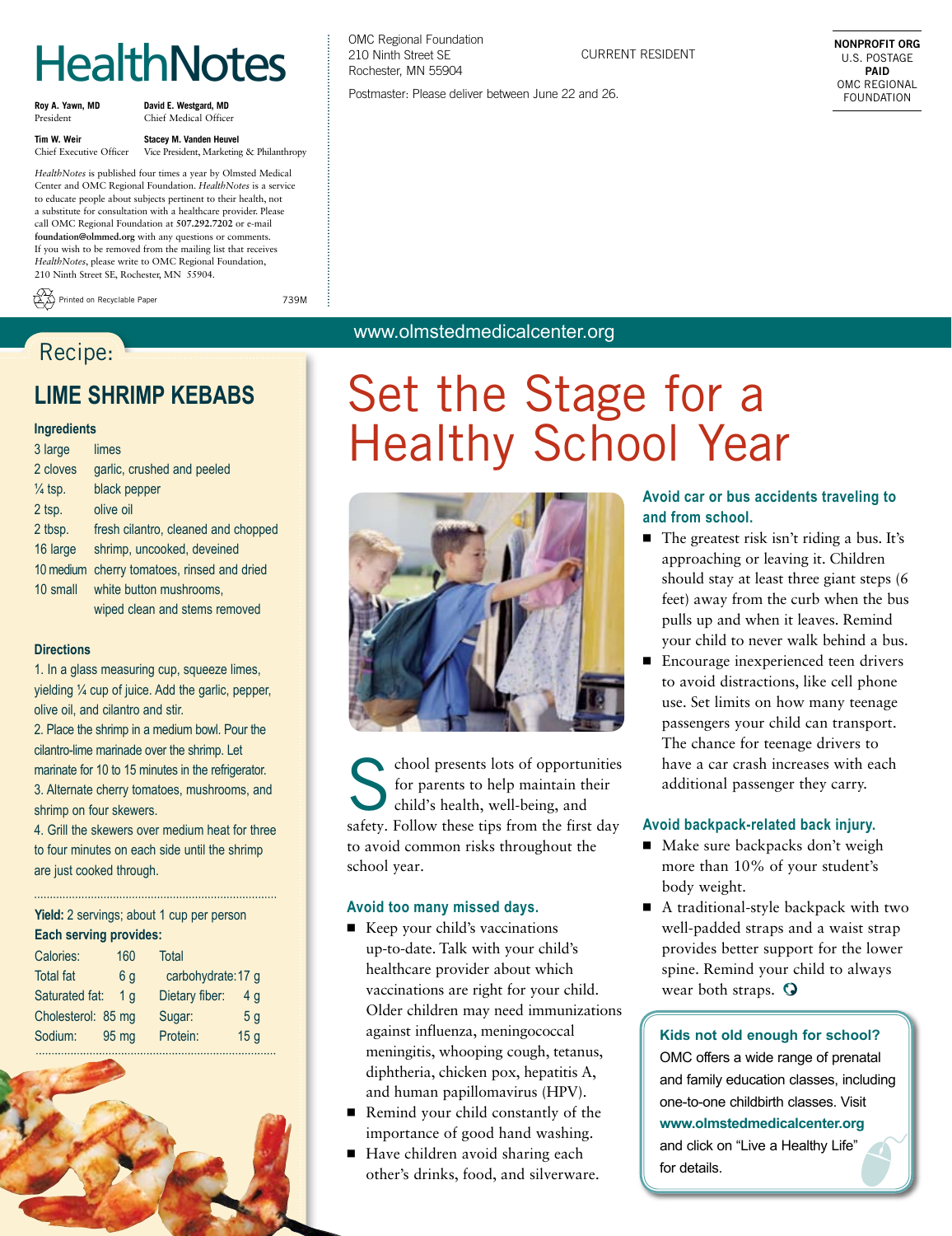# HealthNotes

**Roy A. Yawn, MD**
President

**David E. Westgard, MD**
Chief Medical Officer

**Tim W. Weir**
Chief Executive Officer

**Stacey M. Vanden Heuvel**
Vice President, Marketing & Philanthropy

*HealthNotes* is published four times a year by Olmsted Medical Center and OMC Regional Foundation. *HealthNotes* is a service to educate people about subjects pertinent to their health, not a substitute for consultation with a healthcare provider. Please call OMC Regional Foundation at **507.292.7202** or e-mail **foundation@olmmed.org** with any questions or comments. If you wish to be removed from the mailing list that receives *HealthNotes*, please write to OMC Regional Foundation, 210 Ninth Street SE, Rochester, MN 55904.

Printed on Recyclable Paper

739M

OMC Regional Foundation
210 Ninth Street SE
Rochester, MN 55904

CURRENT RESIDENT

Postmaster: Please deliver between June 22 and 26.

**NONPROFIT ORG**
U.S. POSTAGE
**PAID**
OMC REGIONAL FOUNDATION

www.olmstedmedicalcenter.org

## Recipe:

## LIME SHRIMP KEBABS

### Ingredients

| | |
|---|---|
| 3 large | limes |
| 2 cloves | garlic, crushed and peeled |
| ¼ tsp. | black pepper |
| 2 tsp. | olive oil |
| 2 tbsp. | fresh cilantro, cleaned and chopped |
| 16 large | shrimp, uncooked, deveined |
| 10 medium | cherry tomatoes, rinsed and dried |
| 10 small | white button mushrooms, wiped clean and stems removed |

### Directions

1. In a glass measuring cup, squeeze limes, yielding ¼ cup of juice. Add the garlic, pepper, olive oil, and cilantro and stir.
2. Place the shrimp in a medium bowl. Pour the cilantro-lime marinade over the shrimp. Let marinate for 10 to 15 minutes in the refrigerator.
3. Alternate cherry tomatoes, mushrooms, and shrimp on four skewers.
4. Grill the skewers over medium heat for three to four minutes on each side until the shrimp are just cooked through.

**Yield:** 2 servings; about 1 cup per person
**Each serving provides:**

| | | | |
|---|---|---|---|
| Calories: | 160 | Total carbohydrate: | 17 g |
| Total fat | 6 g | | |
| Saturated fat: | 1 g | Dietary fiber: | 4 g |
| Cholesterol: | 85 mg | Sugar: | 5 g |
| Sodium: | 95 mg | Protein: | 15 g |

# Set the Stage for a Healthy School Year

School presents lots of opportunities for parents to help maintain their child's health, well-being, and safety. Follow these tips from the first day to avoid common risks throughout the school year.

### Avoid too many missed days.

- Keep your child's vaccinations up-to-date. Talk with your child's healthcare provider about which vaccinations are right for your child. Older children may need immunizations against influenza, meningococcal meningitis, whooping cough, tetanus, diphtheria, chicken pox, hepatitis A, and human papillomavirus (HPV).
- Remind your child constantly of the importance of good hand washing.
- Have children avoid sharing each other's drinks, food, and silverware.

### Avoid car or bus accidents traveling to and from school.

- The greatest risk isn't riding a bus. It's approaching or leaving it. Children should stay at least three giant steps (6 feet) away from the curb when the bus pulls up and when it leaves. Remind your child to never walk behind a bus.
- Encourage inexperienced teen drivers to avoid distractions, like cell phone use. Set limits on how many teenage passengers your child can transport. The chance for teenage drivers to have a car crash increases with each additional passenger they carry.

### Avoid backpack-related back injury.

- Make sure backpacks don't weigh more than 10% of your student's body weight.
- A traditional-style backpack with two well-padded straps and a waist strap provides better support for the lower spine. Remind your child to always wear both straps.

**Kids not old enough for school?**

OMC offers a wide range of prenatal and family education classes, including one-to-one childbirth classes. Visit **www.olmstedmedicalcenter.org** and click on "Live a Healthy Life" for details.